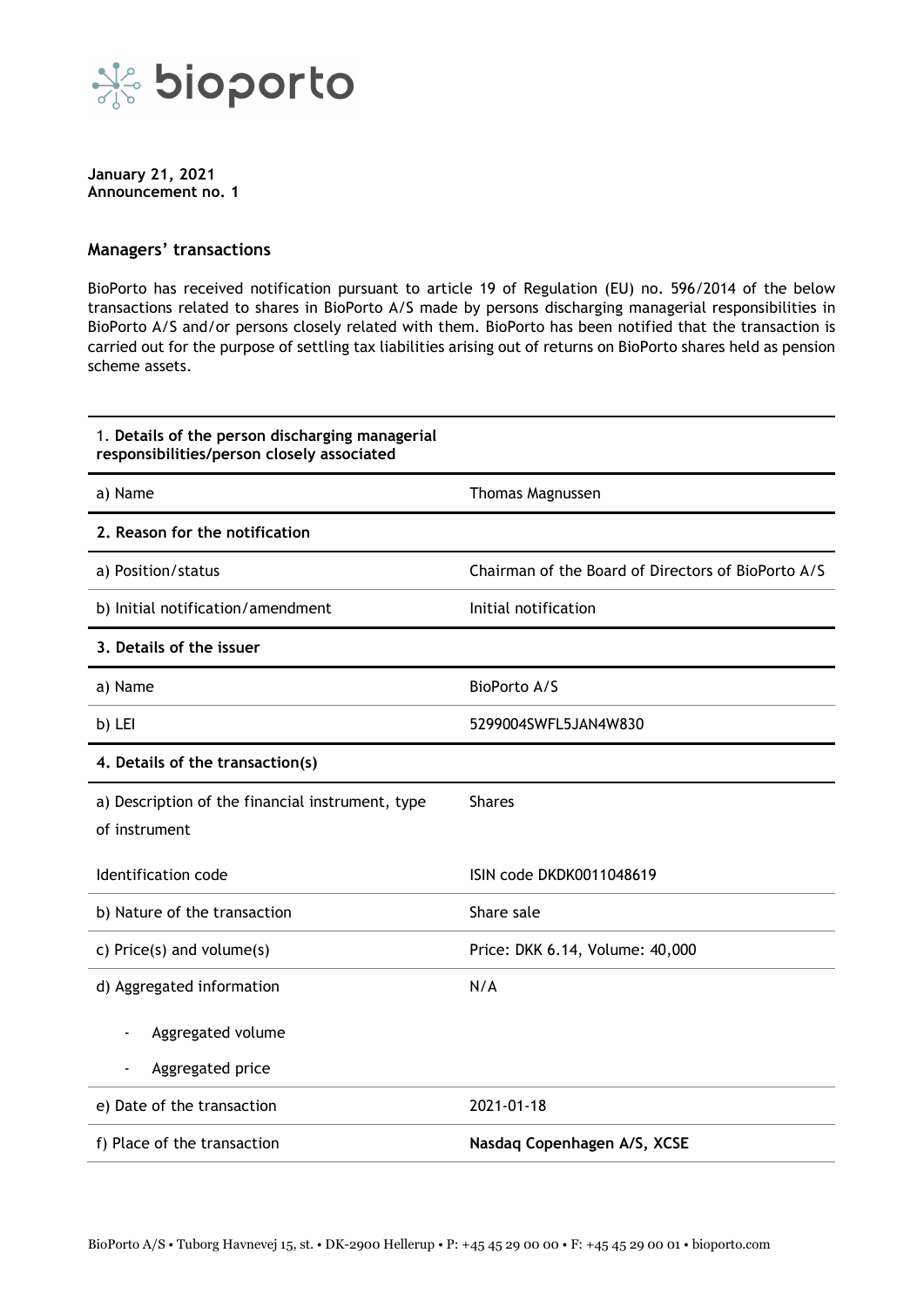**January 21, 2021**
**Announcement no. 1**

## Managers' transactions

BioPorto has received notification pursuant to article 19 of Regulation (EU) no. 596/2014 of the below transactions related to shares in BioPorto A/S made by persons discharging managerial responsibilities in BioPorto A/S and/or persons closely related with them. BioPorto has been notified that the transaction is carried out for the purpose of settling tax liabilities arising out of returns on BioPorto shares held as pension scheme assets.

| 1. **Details of the person discharging managerial responsibilities/person closely associated** | |
|---|---|
| a) Name | Thomas Magnussen |
| **2. Reason for the notification** | |
| a) Position/status | Chairman of the Board of Directors of BioPorto A/S |
| b) Initial notification/amendment | Initial notification |
| **3. Details of the issuer** | |
| a) Name | BioPorto A/S |
| b) LEI | 5299004SWFL5JAN4W830 |
| **4. Details of the transaction(s)** | |
| a) Description of the financial instrument, type of instrument | Shares |
| Identification code | ISIN code DKDK0011048619 |
| b) Nature of the transaction | Share sale |
| c) Price(s) and volume(s) | Price: DKK 6.14, Volume: 40,000 |
| d) Aggregated information<br>- Aggregated volume<br>- Aggregated price | N/A |
| e) Date of the transaction | 2021-01-18 |
| f) Place of the transaction | **Nasdaq Copenhagen A/S, XCSE** |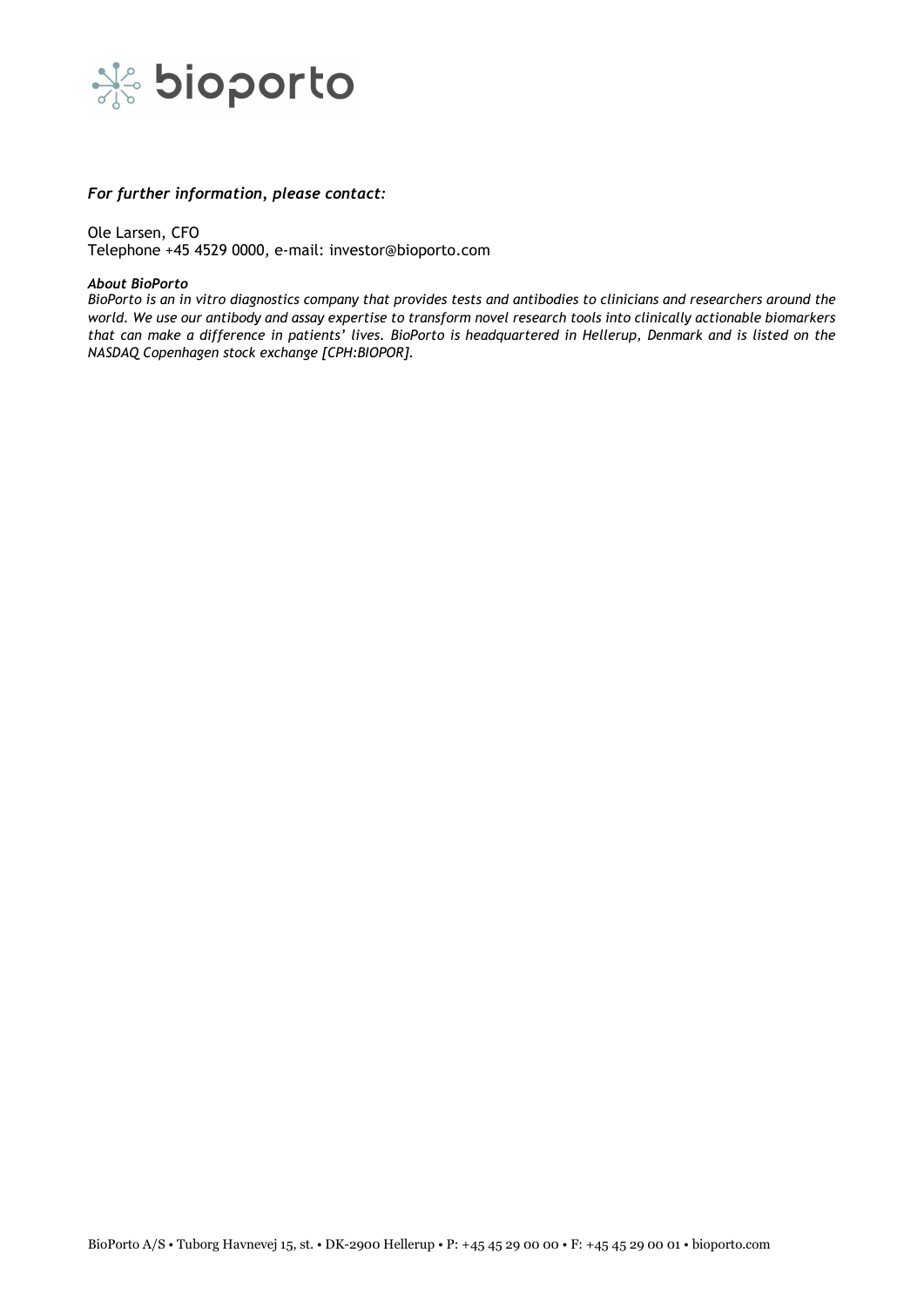*For further information, please contact:*

Ole Larsen, CFO
Telephone +45 4529 0000, e-mail: investor@bioporto.com

***About BioPorto***
*BioPorto is an in vitro diagnostics company that provides tests and antibodies to clinicians and researchers around the world. We use our antibody and assay expertise to transform novel research tools into clinically actionable biomarkers that can make a difference in patients' lives. BioPorto is headquartered in Hellerup, Denmark and is listed on the NASDAQ Copenhagen stock exchange [CPH:BIOPOR].*